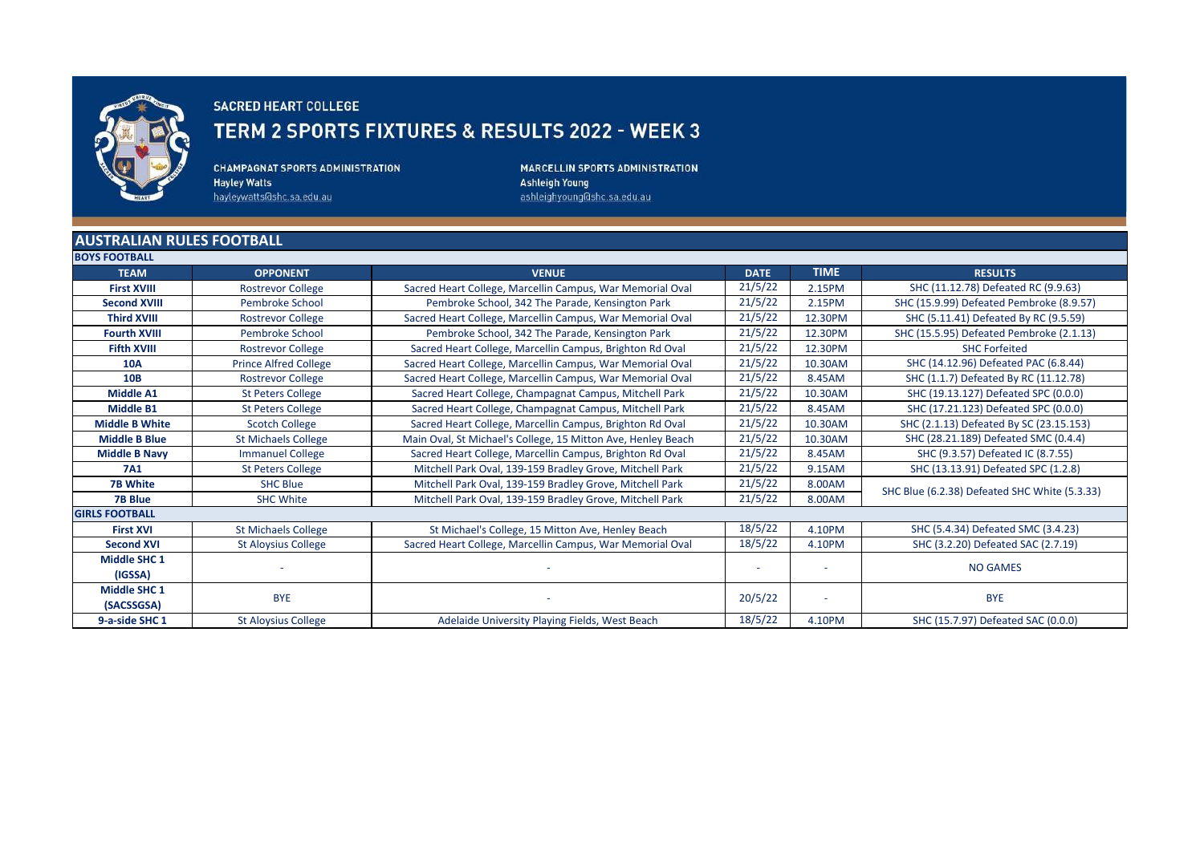# SACRED HEART COLLEGE

## TERM 2 SPORTS FIXTURES & RESULTS 2022 - WEEK 3

**CHAMPAGNAT SPORTS ADMINISTRATION**
**Hayley Watts**
hayleywatts@shc.sa.edu.au

**MARCELLIN SPORTS ADMINISTRATION**
**Ashleigh Young**
ashleighyoung@shc.sa.edu.au

## AUSTRALIAN RULES FOOTBALL

### BOYS FOOTBALL

| TEAM | OPPONENT | VENUE | DATE | TIME | RESULTS |
|---|---|---|---|---|---|
| **First XVIII** | Rostrevor College | Sacred Heart College, Marcellin Campus, War Memorial Oval | 21/5/22 | 2.15PM | SHC (11.12.78) Defeated RC (9.9.63) |
| **Second XVIII** | Pembroke School | Pembroke School, 342 The Parade, Kensington Park | 21/5/22 | 2.15PM | SHC (15.9.99) Defeated Pembroke (8.9.57) |
| **Third XVIII** | Rostrevor College | Sacred Heart College, Marcellin Campus, War Memorial Oval | 21/5/22 | 12.30PM | SHC (5.11.41) Defeated By RC (9.5.59) |
| **Fourth XVIII** | Pembroke School | Pembroke School, 342 The Parade, Kensington Park | 21/5/22 | 12.30PM | SHC (15.5.95) Defeated Pembroke (2.1.13) |
| **Fifth XVIII** | Rostrevor College | Sacred Heart College, Marcellin Campus, Brighton Rd Oval | 21/5/22 | 12.30PM | SHC Forfeited |
| **10A** | Prince Alfred College | Sacred Heart College, Marcellin Campus, War Memorial Oval | 21/5/22 | 10.30AM | SHC (14.12.96) Defeated PAC (6.8.44) |
| **10B** | Rostrevor College | Sacred Heart College, Marcellin Campus, War Memorial Oval | 21/5/22 | 8.45AM | SHC (1.1.7) Defeated By RC (11.12.78) |
| **Middle A1** | St Peters College | Sacred Heart College, Champagnat Campus, Mitchell Park | 21/5/22 | 10.30AM | SHC (19.13.127) Defeated SPC (0.0.0) |
| **Middle B1** | St Peters College | Sacred Heart College, Champagnat Campus, Mitchell Park | 21/5/22 | 8.45AM | SHC (17.21.123) Defeated SPC (0.0.0) |
| **Middle B White** | Scotch College | Sacred Heart College, Marcellin Campus, Brighton Rd Oval | 21/5/22 | 10.30AM | SHC (2.1.13) Defeated By SC (23.15.153) |
| **Middle B Blue** | St Michaels College | Main Oval, St Michael's College, 15 Mitton Ave, Henley Beach | 21/5/22 | 10.30AM | SHC (28.21.189) Defeated SMC (0.4.4) |
| **Middle B Navy** | Immanuel College | Sacred Heart College, Marcellin Campus, Brighton Rd Oval | 21/5/22 | 8.45AM | SHC (9.3.57) Defeated IC (8.7.55) |
| **7A1** | St Peters College | Mitchell Park Oval, 139-159 Bradley Grove, Mitchell Park | 21/5/22 | 9.15AM | SHC (13.13.91) Defeated SPC (1.2.8) |
| **7B White** | SHC Blue | Mitchell Park Oval, 139-159 Bradley Grove, Mitchell Park | 21/5/22 | 8.00AM | SHC Blue (6.2.38) Defeated SHC White (5.3.33) |
| **7B Blue** | SHC White | Mitchell Park Oval, 139-159 Bradley Grove, Mitchell Park | 21/5/22 | 8.00AM | |

### GIRLS FOOTBALL

| TEAM | OPPONENT | VENUE | DATE | TIME | RESULTS |
|---|---|---|---|---|---|
| **First XVI** | St Michaels College | St Michael's College, 15 Mitton Ave, Henley Beach | 18/5/22 | 4.10PM | SHC (5.4.34) Defeated SMC (3.4.23) |
| **Second XVI** | St Aloysius College | Sacred Heart College, Marcellin Campus, War Memorial Oval | 18/5/22 | 4.10PM | SHC (3.2.20) Defeated SAC (2.7.19) |
| **Middle SHC 1 (IGSSA)** | - | - | - | - | NO GAMES |
| **Middle SHC 1 (SACSSGSA)** | BYE | - | 20/5/22 | - | BYE |
| **9-a-side SHC 1** | St Aloysius College | Adelaide University Playing Fields, West Beach | 18/5/22 | 4.10PM | SHC (15.7.97) Defeated SAC (0.0.0) |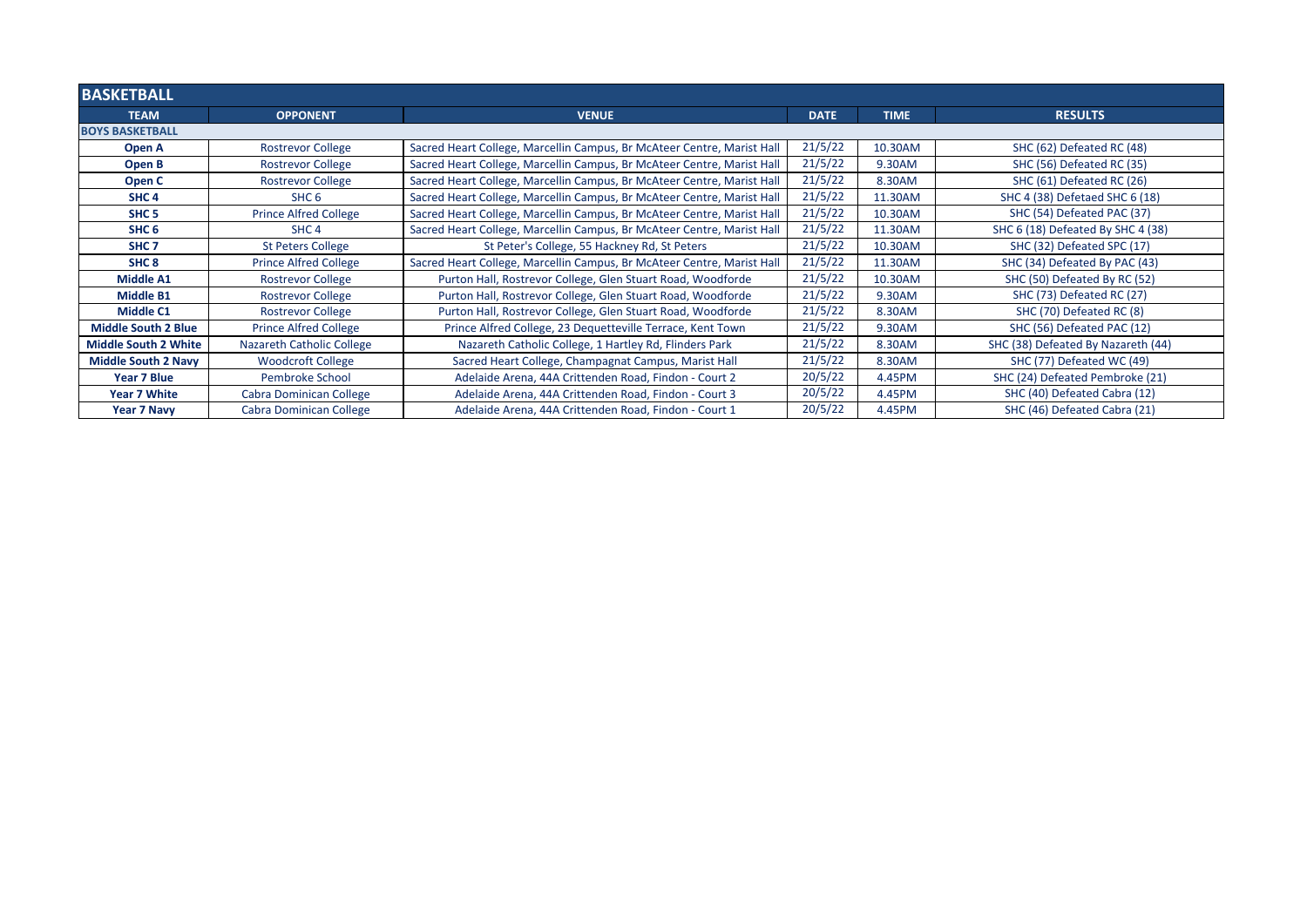| BASKETBALL | | | | | |
|---|---|---|---|---|---|
| **TEAM** | **OPPONENT** | **VENUE** | **DATE** | **TIME** | **RESULTS** |
| **BOYS BASKETBALL** | | | | | |
| **Open A** | Rostrevor College | Sacred Heart College, Marcellin Campus, Br McAteer Centre, Marist Hall | 21/5/22 | 10.30AM | SHC (62) Defeated RC (48) |
| **Open B** | Rostrevor College | Sacred Heart College, Marcellin Campus, Br McAteer Centre, Marist Hall | 21/5/22 | 9.30AM | SHC (56) Defeated RC (35) |
| **Open C** | Rostrevor College | Sacred Heart College, Marcellin Campus, Br McAteer Centre, Marist Hall | 21/5/22 | 8.30AM | SHC (61) Defeated RC (26) |
| **SHC 4** | SHC 6 | Sacred Heart College, Marcellin Campus, Br McAteer Centre, Marist Hall | 21/5/22 | 11.30AM | SHC 4 (38) Defetaed SHC 6 (18) |
| **SHC 5** | Prince Alfred College | Sacred Heart College, Marcellin Campus, Br McAteer Centre, Marist Hall | 21/5/22 | 10.30AM | SHC (54) Defeated PAC (37) |
| **SHC 6** | SHC 4 | Sacred Heart College, Marcellin Campus, Br McAteer Centre, Marist Hall | 21/5/22 | 11.30AM | SHC 6 (18) Defeated By SHC 4 (38) |
| **SHC 7** | St Peters College | St Peter's College, 55 Hackney Rd, St Peters | 21/5/22 | 10.30AM | SHC (32) Defeated SPC (17) |
| **SHC 8** | Prince Alfred College | Sacred Heart College, Marcellin Campus, Br McAteer Centre, Marist Hall | 21/5/22 | 11.30AM | SHC (34) Defeated By PAC (43) |
| **Middle A1** | Rostrevor College | Purton Hall, Rostrevor College, Glen Stuart Road, Woodforde | 21/5/22 | 10.30AM | SHC (50) Defeated By RC (52) |
| **Middle B1** | Rostrevor College | Purton Hall, Rostrevor College, Glen Stuart Road, Woodforde | 21/5/22 | 9.30AM | SHC (73) Defeated RC (27) |
| **Middle C1** | Rostrevor College | Purton Hall, Rostrevor College, Glen Stuart Road, Woodforde | 21/5/22 | 8.30AM | SHC (70) Defeated RC (8) |
| **Middle South 2 Blue** | Prince Alfred College | Prince Alfred College, 23 Dequetteville Terrace, Kent Town | 21/5/22 | 9.30AM | SHC (56) Defeated PAC (12) |
| **Middle South 2 White** | Nazareth Catholic College | Nazareth Catholic College, 1 Hartley Rd, Flinders Park | 21/5/22 | 8.30AM | SHC (38) Defeated By Nazareth (44) |
| **Middle South 2 Navy** | Woodcroft College | Sacred Heart College, Champagnat Campus, Marist Hall | 21/5/22 | 8.30AM | SHC (77) Defeated WC (49) |
| **Year 7 Blue** | Pembroke School | Adelaide Arena, 44A Crittenden Road, Findon - Court 2 | 20/5/22 | 4.45PM | SHC (24) Defeated Pembroke (21) |
| **Year 7 White** | Cabra Dominican College | Adelaide Arena, 44A Crittenden Road, Findon - Court 3 | 20/5/22 | 4.45PM | SHC (40) Defeated Cabra (12) |
| **Year 7 Navy** | Cabra Dominican College | Adelaide Arena, 44A Crittenden Road, Findon - Court 1 | 20/5/22 | 4.45PM | SHC (46) Defeated Cabra (21) |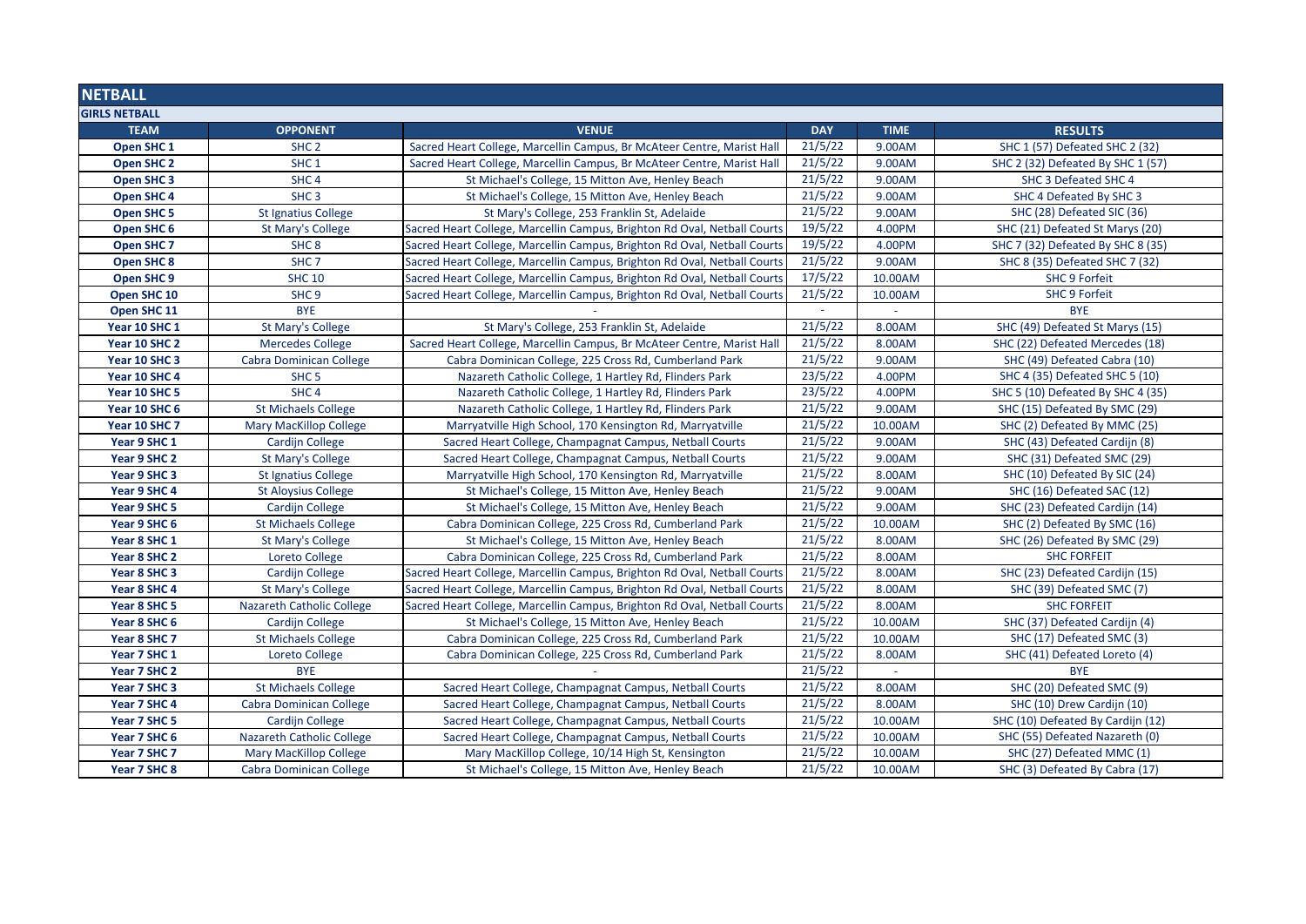## NETBALL

### GIRLS NETBALL

| TEAM | OPPONENT | VENUE | DAY | TIME | RESULTS |
|---|---|---|---|---|---|
| Open SHC 1 | SHC 2 | Sacred Heart College, Marcellin Campus, Br McAteer Centre, Marist Hall | 21/5/22 | 9.00AM | SHC 1 (57) Defeated SHC 2 (32) |
| Open SHC 2 | SHC 1 | Sacred Heart College, Marcellin Campus, Br McAteer Centre, Marist Hall | 21/5/22 | 9.00AM | SHC 2 (32) Defeated By SHC 1 (57) |
| Open SHC 3 | SHC 4 | St Michael's College, 15 Mitton Ave, Henley Beach | 21/5/22 | 9.00AM | SHC 3 Defeated SHC 4 |
| Open SHC 4 | SHC 3 | St Michael's College, 15 Mitton Ave, Henley Beach | 21/5/22 | 9.00AM | SHC 4 Defeated By SHC 3 |
| Open SHC 5 | St Ignatius College | St Mary's College, 253 Franklin St, Adelaide | 21/5/22 | 9.00AM | SHC (28) Defeated SIC (36) |
| Open SHC 6 | St Mary's College | Sacred Heart College, Marcellin Campus, Brighton Rd Oval, Netball Courts | 19/5/22 | 4.00PM | SHC (21) Defeated St Marys (20) |
| Open SHC 7 | SHC 8 | Sacred Heart College, Marcellin Campus, Brighton Rd Oval, Netball Courts | 19/5/22 | 4.00PM | SHC 7 (32) Defeated By SHC 8 (35) |
| Open SHC 8 | SHC 7 | Sacred Heart College, Marcellin Campus, Brighton Rd Oval, Netball Courts | 21/5/22 | 9.00AM | SHC 8 (35) Defeated SHC 7 (32) |
| Open SHC 9 | SHC 10 | Sacred Heart College, Marcellin Campus, Brighton Rd Oval, Netball Courts | 17/5/22 | 10.00AM | SHC 9 Forfeit |
| Open SHC 10 | SHC 9 | Sacred Heart College, Marcellin Campus, Brighton Rd Oval, Netball Courts | 21/5/22 | 10.00AM | SHC 9 Forfeit |
| Open SHC 11 | BYE | - | - | - | BYE |
| Year 10 SHC 1 | St Mary's College | St Mary's College, 253 Franklin St, Adelaide | 21/5/22 | 8.00AM | SHC (49) Defeated St Marys (15) |
| Year 10 SHC 2 | Mercedes College | Sacred Heart College, Marcellin Campus, Br McAteer Centre, Marist Hall | 21/5/22 | 8.00AM | SHC (22) Defeated Mercedes (18) |
| Year 10 SHC 3 | Cabra Dominican College | Cabra Dominican College, 225 Cross Rd, Cumberland Park | 21/5/22 | 9.00AM | SHC (49) Defeated Cabra (10) |
| Year 10 SHC 4 | SHC 5 | Nazareth Catholic College, 1 Hartley Rd, Flinders Park | 23/5/22 | 4.00PM | SHC 4 (35) Defeated SHC 5 (10) |
| Year 10 SHC 5 | SHC 4 | Nazareth Catholic College, 1 Hartley Rd, Flinders Park | 23/5/22 | 4.00PM | SHC 5 (10) Defeated By SHC 4 (35) |
| Year 10 SHC 6 | St Michaels College | Nazareth Catholic College, 1 Hartley Rd, Flinders Park | 21/5/22 | 9.00AM | SHC (15) Defeated By SMC (29) |
| Year 10 SHC 7 | Mary MacKillop College | Marryatville High School, 170 Kensington Rd, Marryatville | 21/5/22 | 10.00AM | SHC (2) Defeated By MMC (25) |
| Year 9 SHC 1 | Cardijn College | Sacred Heart College, Champagnat Campus, Netball Courts | 21/5/22 | 9.00AM | SHC (43) Defeated Cardijn (8) |
| Year 9 SHC 2 | St Mary's College | Sacred Heart College, Champagnat Campus, Netball Courts | 21/5/22 | 9.00AM | SHC (31) Defeated SMC (29) |
| Year 9 SHC 3 | St Ignatius College | Marryatville High School, 170 Kensington Rd, Marryatville | 21/5/22 | 8.00AM | SHC (10) Defeated By SIC (24) |
| Year 9 SHC 4 | St Aloysius College | St Michael's College, 15 Mitton Ave, Henley Beach | 21/5/22 | 9.00AM | SHC (16) Defeated SAC (12) |
| Year 9 SHC 5 | Cardijn College | St Michael's College, 15 Mitton Ave, Henley Beach | 21/5/22 | 9.00AM | SHC (23) Defeated Cardijn (14) |
| Year 9 SHC 6 | St Michaels College | Cabra Dominican College, 225 Cross Rd, Cumberland Park | 21/5/22 | 10.00AM | SHC (2) Defeated By SMC (16) |
| Year 8 SHC 1 | St Mary's College | St Michael's College, 15 Mitton Ave, Henley Beach | 21/5/22 | 8.00AM | SHC (26) Defeated By SMC (29) |
| Year 8 SHC 2 | Loreto College | Cabra Dominican College, 225 Cross Rd, Cumberland Park | 21/5/22 | 8.00AM | SHC FORFEIT |
| Year 8 SHC 3 | Cardijn College | Sacred Heart College, Marcellin Campus, Brighton Rd Oval, Netball Courts | 21/5/22 | 8.00AM | SHC (23) Defeated Cardijn (15) |
| Year 8 SHC 4 | St Mary's College | Sacred Heart College, Marcellin Campus, Brighton Rd Oval, Netball Courts | 21/5/22 | 8.00AM | SHC (39) Defeated SMC (7) |
| Year 8 SHC 5 | Nazareth Catholic College | Sacred Heart College, Marcellin Campus, Brighton Rd Oval, Netball Courts | 21/5/22 | 8.00AM | SHC FORFEIT |
| Year 8 SHC 6 | Cardijn College | St Michael's College, 15 Mitton Ave, Henley Beach | 21/5/22 | 10.00AM | SHC (37) Defeated Cardijn (4) |
| Year 8 SHC 7 | St Michaels College | Cabra Dominican College, 225 Cross Rd, Cumberland Park | 21/5/22 | 10.00AM | SHC (17) Defeated SMC (3) |
| Year 7 SHC 1 | Loreto College | Cabra Dominican College, 225 Cross Rd, Cumberland Park | 21/5/22 | 8.00AM | SHC (41) Defeated Loreto (4) |
| Year 7 SHC 2 | BYE | - | 21/5/22 | - | BYE |
| Year 7 SHC 3 | St Michaels College | Sacred Heart College, Champagnat Campus, Netball Courts | 21/5/22 | 8.00AM | SHC (20) Defeated SMC (9) |
| Year 7 SHC 4 | Cabra Dominican College | Sacred Heart College, Champagnat Campus, Netball Courts | 21/5/22 | 8.00AM | SHC (10) Drew Cardijn (10) |
| Year 7 SHC 5 | Cardijn College | Sacred Heart College, Champagnat Campus, Netball Courts | 21/5/22 | 10.00AM | SHC (10) Defeated By Cardijn (12) |
| Year 7 SHC 6 | Nazareth Catholic College | Sacred Heart College, Champagnat Campus, Netball Courts | 21/5/22 | 10.00AM | SHC (55) Defeated Nazareth (0) |
| Year 7 SHC 7 | Mary MacKillop College | Mary MacKillop College, 10/14 High St, Kensington | 21/5/22 | 10.00AM | SHC (27) Defeated MMC (1) |
| Year 7 SHC 8 | Cabra Dominican College | St Michael's College, 15 Mitton Ave, Henley Beach | 21/5/22 | 10.00AM | SHC (3) Defeated By Cabra (17) |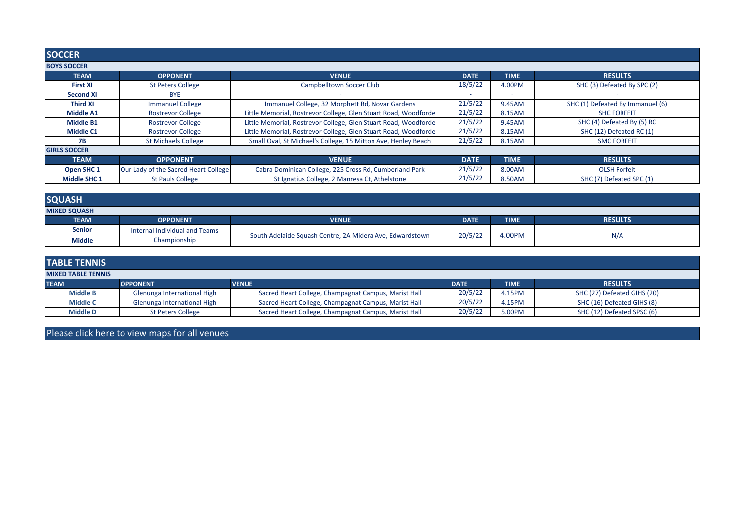## SOCCER

### BOYS SOCCER

| TEAM | OPPONENT | VENUE | DATE | TIME | RESULTS |
|---|---|---|---|---|---|
| **First XI** | St Peters College | Campbelltown Soccer Club | 18/5/22 | 4.00PM | SHC (3) Defeated By SPC (2) |
| **Second XI** | BYE | - | - | - | - |
| **Third XI** | Immanuel College | Immanuel College, 32 Morphett Rd, Novar Gardens | 21/5/22 | 9.45AM | SHC (1) Defeated By Immanuel (6) |
| **Middle A1** | Rostrevor College | Little Memorial, Rostrevor College, Glen Stuart Road, Woodforde | 21/5/22 | 8.15AM | SHC FORFEIT |
| **Middle B1** | Rostrevor College | Little Memorial, Rostrevor College, Glen Stuart Road, Woodforde | 21/5/22 | 9.45AM | SHC (4) Defeated By (5) RC |
| **Middle C1** | Rostrevor College | Little Memorial, Rostrevor College, Glen Stuart Road, Woodforde | 21/5/22 | 8.15AM | SHC (12) Defeated RC (1) |
| **7B** | St Michaels College | Small Oval, St Michael's College, 15 Mitton Ave, Henley Beach | 21/5/22 | 8.15AM | SMC FORFEIT |

### GIRLS SOCCER

| TEAM | OPPONENT | VENUE | DATE | TIME | RESULTS |
|---|---|---|---|---|---|
| **Open SHC 1** | Our Lady of the Sacred Heart College | Cabra Dominican College, 225 Cross Rd, Cumberland Park | 21/5/22 | 8.00AM | OLSH Forfeit |
| **Middle SHC 1** | St Pauls College | St Ignatius College, 2 Manresa Ct, Athelstone | 21/5/22 | 8.50AM | SHC (7) Defeated SPC (1) |

## SQUASH

### MIXED SQUASH

| TEAM | OPPONENT | VENUE | DATE | TIME | RESULTS |
|---|---|---|---|---|---|
| **Senior** / **Middle** | Internal Individual and Teams Championship | South Adelaide Squash Centre, 2A Midera Ave, Edwardstown | 20/5/22 | 4.00PM | N/A |

## TABLE TENNIS

### MIXED TABLE TENNIS

| TEAM | OPPONENT | VENUE | DATE | TIME | RESULTS |
|---|---|---|---|---|---|
| **Middle B** | Glenunga International High | Sacred Heart College, Champagnat Campus, Marist Hall | 20/5/22 | 4.15PM | SHC (27) Defeated GIHS (20) |
| **Middle C** | Glenunga International High | Sacred Heart College, Champagnat Campus, Marist Hall | 20/5/22 | 4.15PM | SHC (16) Defeated GIHS (8) |
| **Middle D** | St Peters College | Sacred Heart College, Champagnat Campus, Marist Hall | 20/5/22 | 5.00PM | SHC (12) Defeated SPSC (6) |

Please click here to view maps for all venues